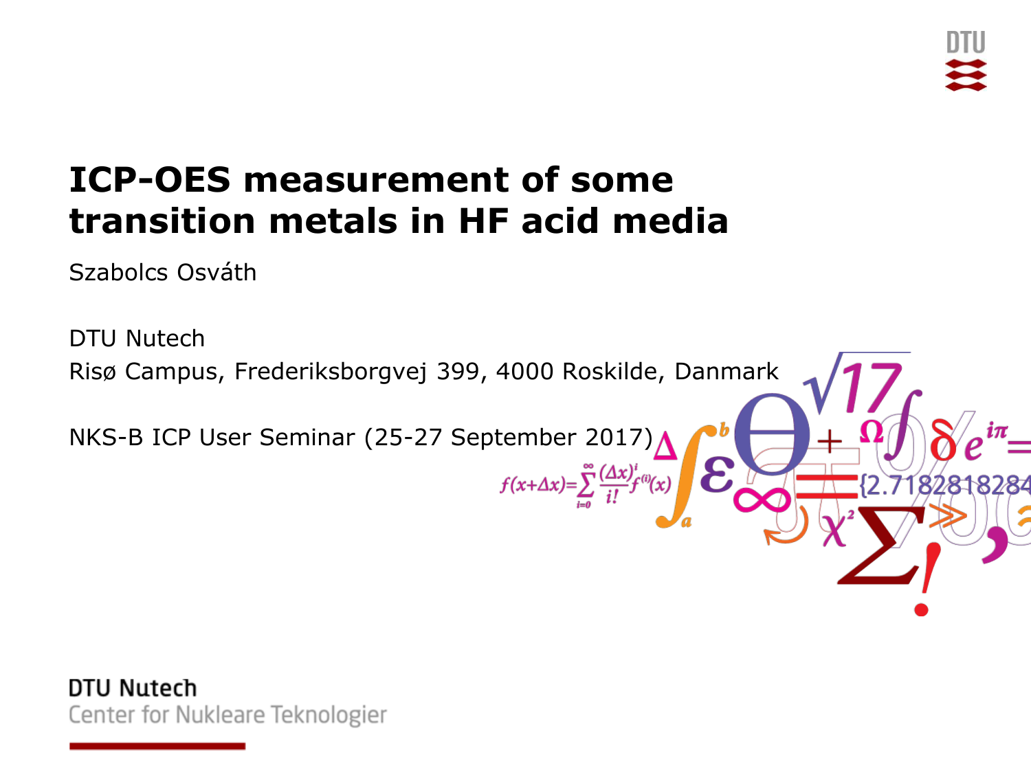# ICP-OES measurement of some transition metals in HF acid media

Szabolcs Osváth

DTU Nutech

Risø Campus, Frederiksborgvej 399, 4000 Roskilde, Danmark

NKS-B ICP User Seminar (25-27 September 2017)

**DTU Nutech**

Center for Nukleare Teknologier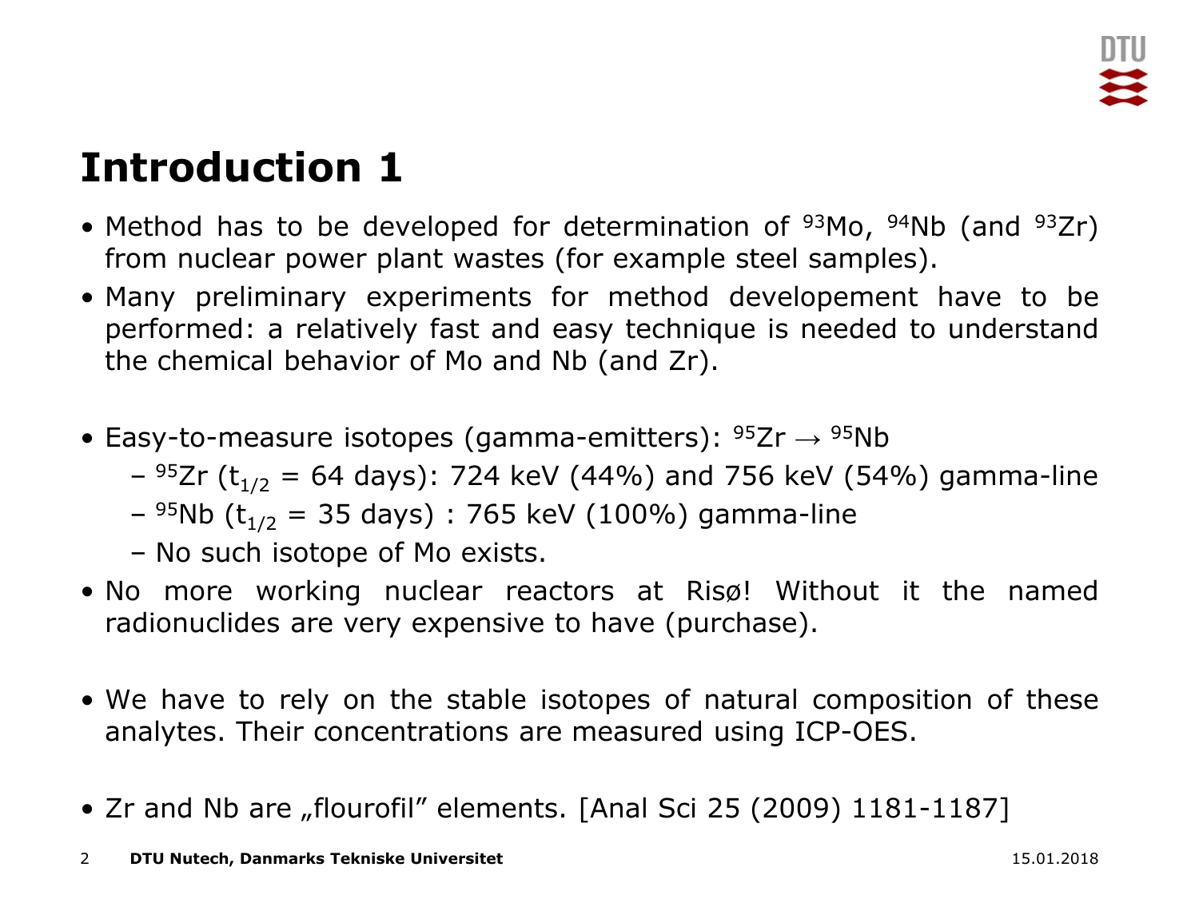# Introduction 1

- Method has to be developed for determination of $^{93}Mo$, $^{94}Nb$ (and $^{93}Zr$) from nuclear power plant wastes (for example steel samples).
- Many preliminary experiments for method developement have to be performed: a relatively fast and easy technique is needed to understand the chemical behavior of Mo and Nb (and Zr).

- Easy-to-measure isotopes (gamma-emitters): $^{95}Zr \rightarrow {}^{95}Nb$
  - $^{95}Zr$ ($t_{1/2}$ = 64 days): 724 keV (44%) and 756 keV (54%) gamma-line
  - $^{95}Nb$ ($t_{1/2}$ = 35 days) : 765 keV (100%) gamma-line
  - No such isotope of Mo exists.
- No more working nuclear reactors at Risø! Without it the named radionuclides are very expensive to have (purchase).

- We have to rely on the stable isotopes of natural composition of these analytes. Their concentrations are measured using ICP-OES.

- Zr and Nb are „flourofil” elements. [Anal Sci 25 (2009) 1181-1187]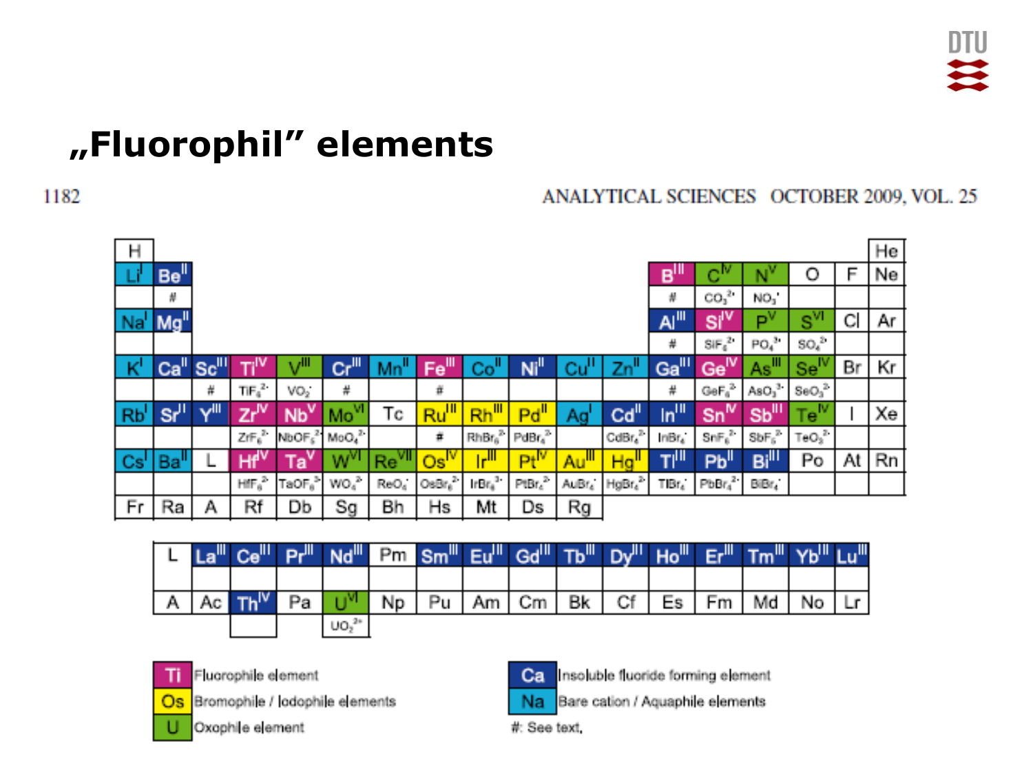# „Fluorophil" elements

1182 ANALYTICAL SCIENCES OCTOBER 2009, VOL. 25

| 1 | 2 | 3 | 4 | 5 | 6 | 7 | 8 | 9 | 10 | 11 | 12 | 13 | 14 | 15 | 16 | 17 | 18 |
|---|---|---|---|---|---|---|---|---|---|---|---|---|---|---|---|---|---|
| H | | | | | | | | | | | | | | | | | He |
| $Li^{I}$ | $Be^{II}$ | | | | | | | | | | | $B^{III}$ | $C^{IV}$ | $N^{V}$ | O | F | Ne |
| | # | | | | | | | | | | | # | $CO_3^{2-}$ | $NO_3^{-}$ | | | |
| $Na^{I}$ | $Mg^{II}$ | | | | | | | | | | | $Al^{III}$ | $Si^{IV}$ | $P^{V}$ | $S^{VI}$ | Cl | Ar |
| | | | | | | | | | | | | # | $SiF_6^{2-}$ | $PO_4^{3-}$ | $SO_4^{2-}$ | | |
| $K^{I}$ | $Ca^{II}$ | $Sc^{III}$ | $Ti^{IV}$ | $V^{III}$ | $Cr^{III}$ | $Mn^{II}$ | $Fe^{III}$ | $Co^{II}$ | $Ni^{II}$ | $Cu^{II}$ | $Zn^{II}$ | $Ga^{III}$ | $Ge^{IV}$ | $As^{III}$ | $Se^{IV}$ | Br | Kr |
| | | # | $TiF_6^{2-}$ | $VO_2^{-}$ | # | | # | | | | | # | $GeF_6^{2-}$ | $AsO_3^{3-}$ | $SeO_3^{2-}$ | | |
| $Rb^{I}$ | $Sr^{II}$ | $Y^{III}$ | $Zr^{IV}$ | $Nb^{V}$ | $Mo^{VI}$ | Tc | $Ru^{III}$ | $Rh^{III}$ | $Pd^{II}$ | $Ag^{I}$ | $Cd^{II}$ | $In^{III}$ | $Sn^{IV}$ | $Sb^{III}$ | $Te^{IV}$ | I | Xe |
| | | | $ZrF_6^{2-}$ | $NbOF_5^{2-}$ | $MoO_4^{2-}$ | | # | $RhBr_6^{3-}$ | $PdBr_4^{2-}$ | | $CdBr_4^{2-}$ | $InBr_4^{-}$ | $SnF_6^{2-}$ | $SbF_6^{3-}$ | $TeO_3^{2-}$ | | |
| $Cs^{I}$ | $Ba^{II}$ | L | $Hf^{IV}$ | $Ta^{V}$ | $W^{VI}$ | $Re^{VII}$ | $Os^{IV}$ | $Ir^{III}$ | $Pt^{IV}$ | $Au^{III}$ | $Hg^{II}$ | $Tl^{III}$ | $Pb^{II}$ | $Bi^{III}$ | Po | At | Rn |
| | | | $HfF_6^{2-}$ | $TaOF_6^{3-}$ | $WO_4^{2-}$ | $ReO_4^{-}$ | $OsBr_6^{2-}$ | $IrBr_6^{3-}$ | $PtBr_6^{2-}$ | $AuBr_4^{-}$ | $HgBr_4^{2-}$ | $TlBr_4^{-}$ | $PbBr_4^{2-}$ | $BiBr_4^{-}$ | | | |
| Fr | Ra | A | Rf | Db | Sg | Bh | Hs | Mt | Ds | Rg | | | | | | | |

| | | | | | | | | | | | | | | | |
|---|---|---|---|---|---|---|---|---|---|---|---|---|---|---|---|
| L | $La^{III}$ | $Ce^{III}$ | $Pr^{III}$ | $Nd^{III}$ | Pm | $Sm^{III}$ | $Eu^{III}$ | $Gd^{III}$ | $Tb^{III}$ | $Dy^{III}$ | $Ho^{III}$ | $Er^{III}$ | $Tm^{III}$ | $Yb^{III}$ | $Lu^{III}$ |
| A | Ac | $Th^{IV}$ | Pa | $U^{VI}$ | Np | Pu | Am | Cm | Bk | Cf | Es | Fm | Md | No | Lr |
| | | | | $UO_2^{2+}$ | | | | | | | | | | | |

- Ti: Fluorophile element
- Os: Bromophile / Iodophile elements
- U: Oxophile element
- Ca: Insoluble fluoride forming element
- Na: Bare cation / Aquaphile elements
- #: See text.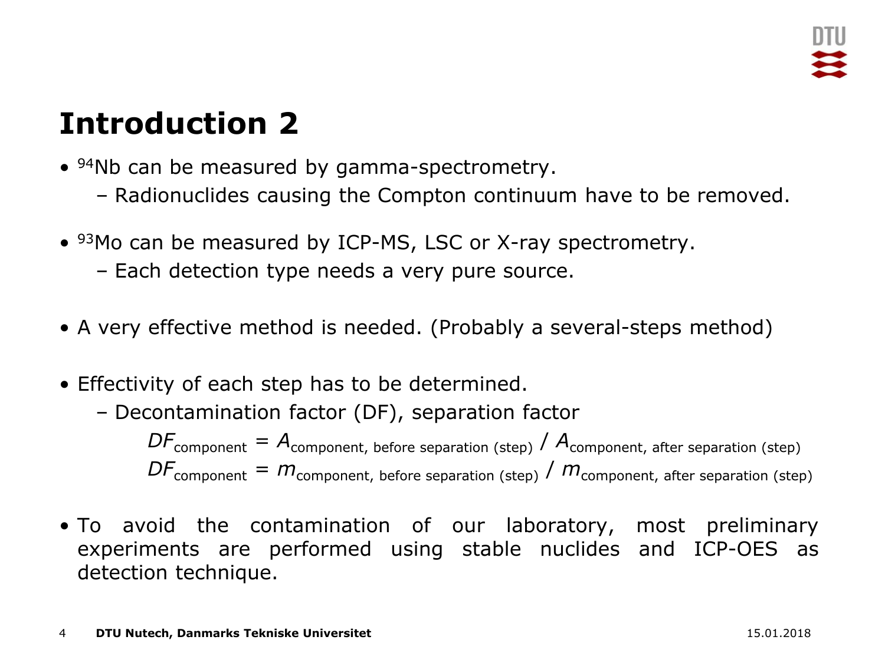# Introduction 2

- $^{94}$Nb can be measured by gamma-spectrometry.
  - Radionuclides causing the Compton continuum have to be removed.

- $^{93}$Mo can be measured by ICP-MS, LSC or X-ray spectrometry.
  - Each detection type needs a very pure source.

- A very effective method is needed. (Probably a several-steps method)

- Effectivity of each step has to be determined.
  - Decontamination factor (DF), separation factor

$$DF_{\text{component}} = A_{\text{component, before separation (step)}} \,/\, A_{\text{component, after separation (step)}}$$

$$DF_{\text{component}} = m_{\text{component, before separation (step)}} \,/\, m_{\text{component, after separation (step)}}$$

- To avoid the contamination of our laboratory, most preliminary experiments are performed using stable nuclides and ICP-OES as detection technique.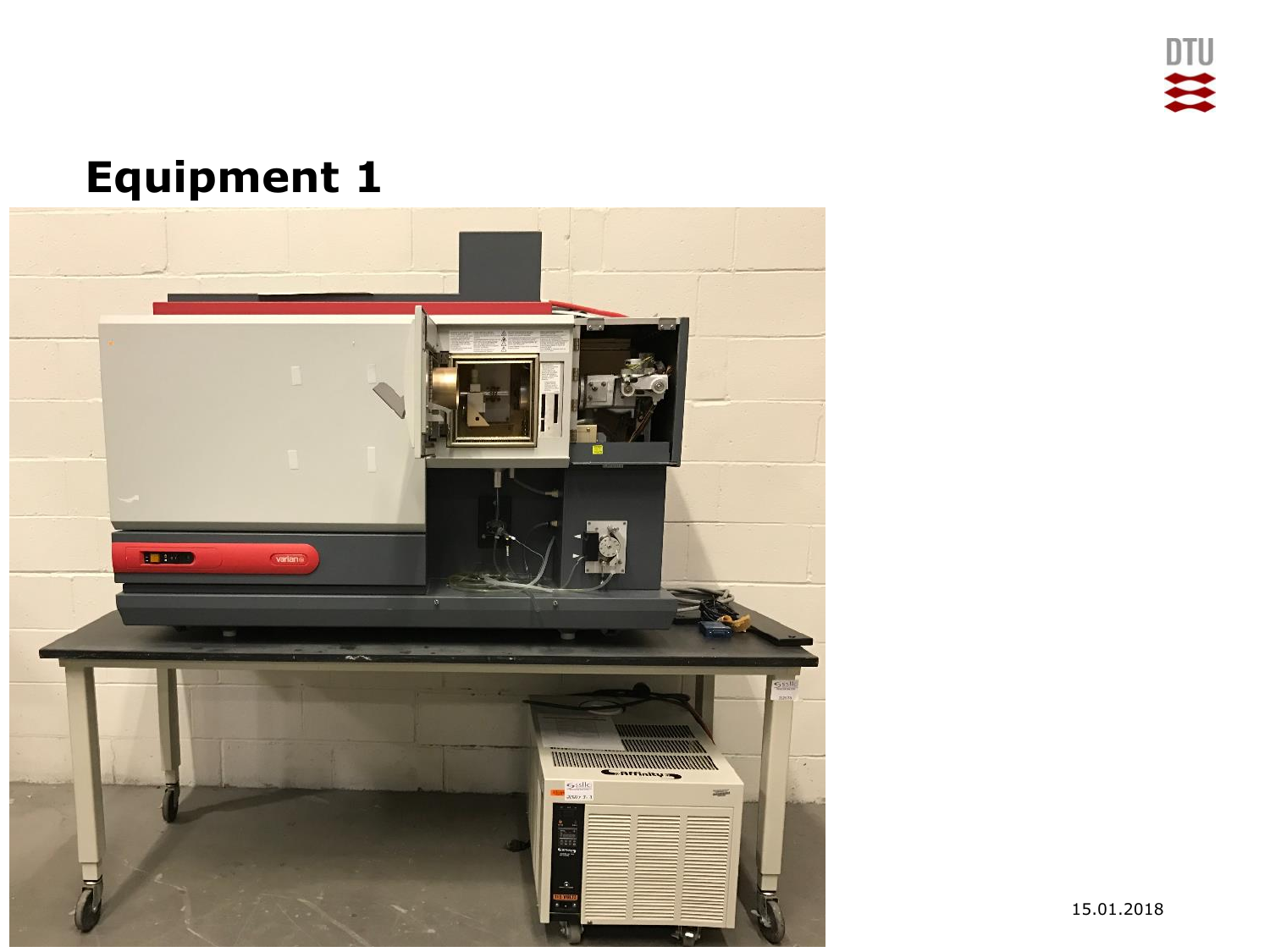# Equipment 1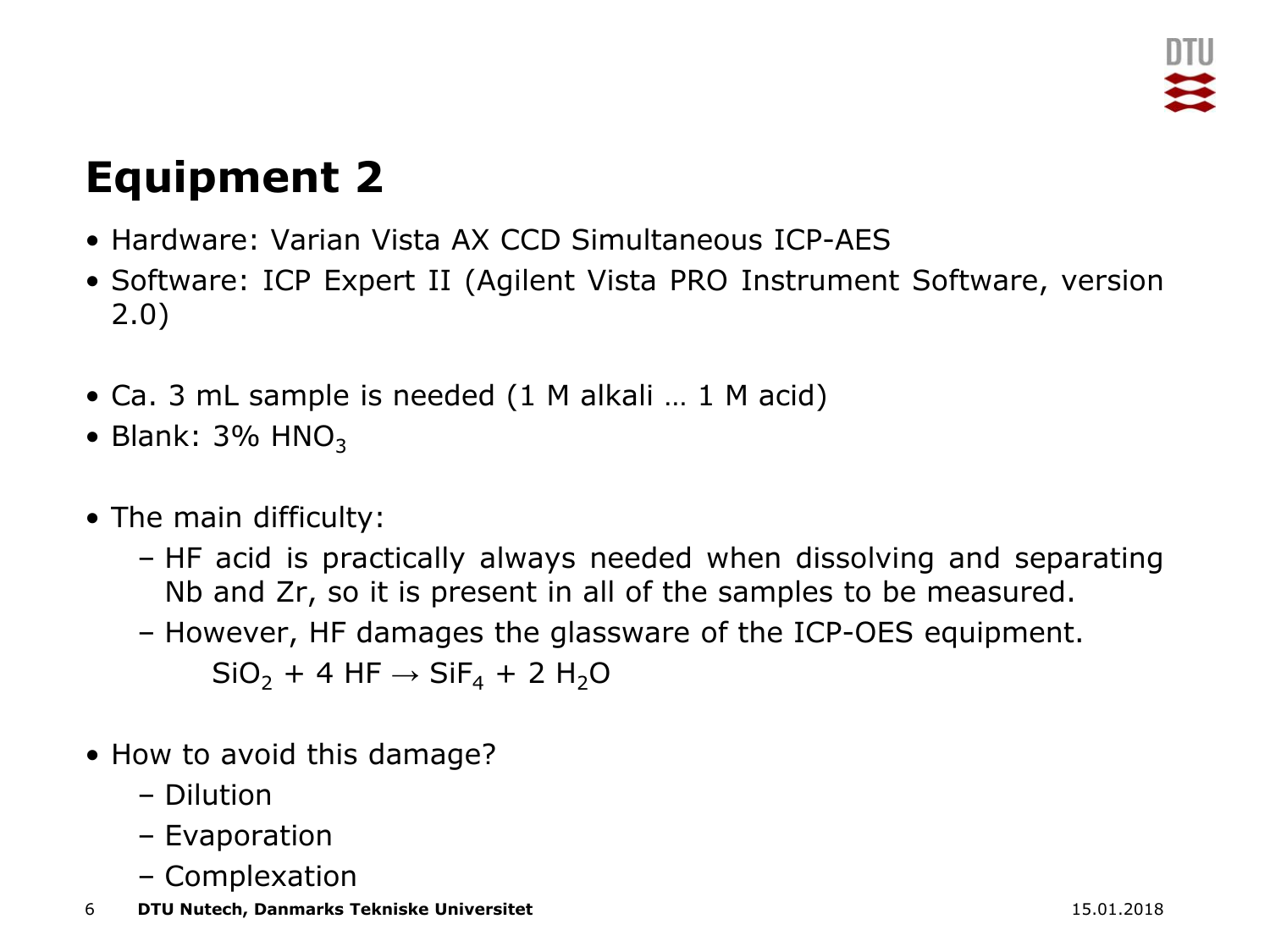# Equipment 2

- Hardware: Varian Vista AX CCD Simultaneous ICP-AES
- Software: ICP Expert II (Agilent Vista PRO Instrument Software, version 2.0)

- Ca. 3 mL sample is needed (1 M alkali … 1 M acid)
- Blank: 3% $HNO_3$

- The main difficulty:
  - HF acid is practically always needed when dissolving and separating Nb and Zr, so it is present in all of the samples to be measured.
  - However, HF damages the glassware of the ICP-OES equipment.

    $$SiO_2 + 4\ HF \rightarrow SiF_4 + 2\ H_2O$$

- How to avoid this damage?
  - Dilution
  - Evaporation
  - Complexation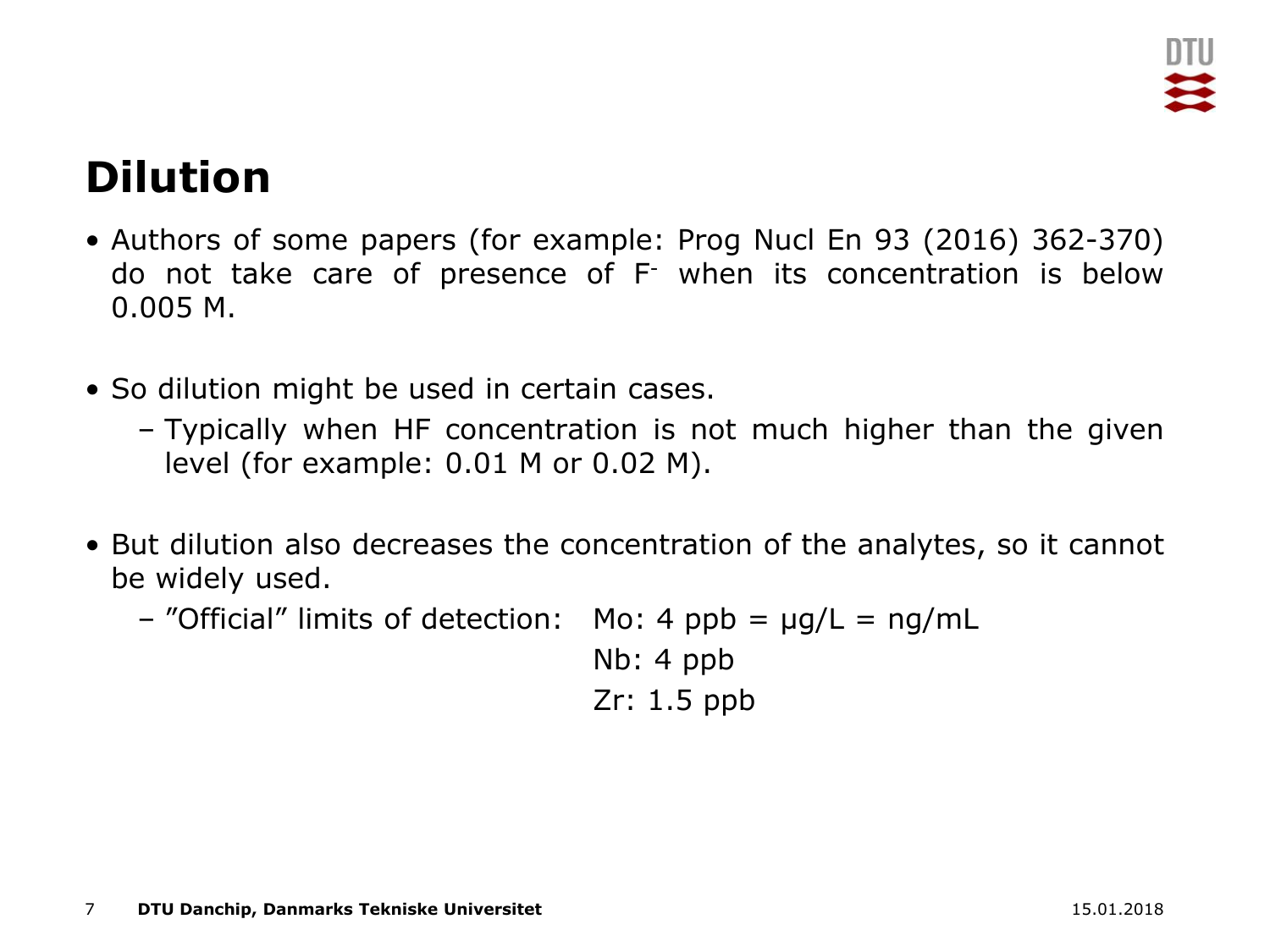# Dilution

- Authors of some papers (for example: Prog Nucl En 93 (2016) 362-370) do not take care of presence of $F^-$ when its concentration is below 0.005 M.

- So dilution might be used in certain cases.
  - Typically when HF concentration is not much higher than the given level (for example: 0.01 M or 0.02 M).

- But dilution also decreases the concentration of the analytes, so it cannot be widely used.
  - ”Official” limits of detection: Mo: 4 ppb = μg/L = ng/mL
    Nb: 4 ppb
    Zr: 1.5 ppb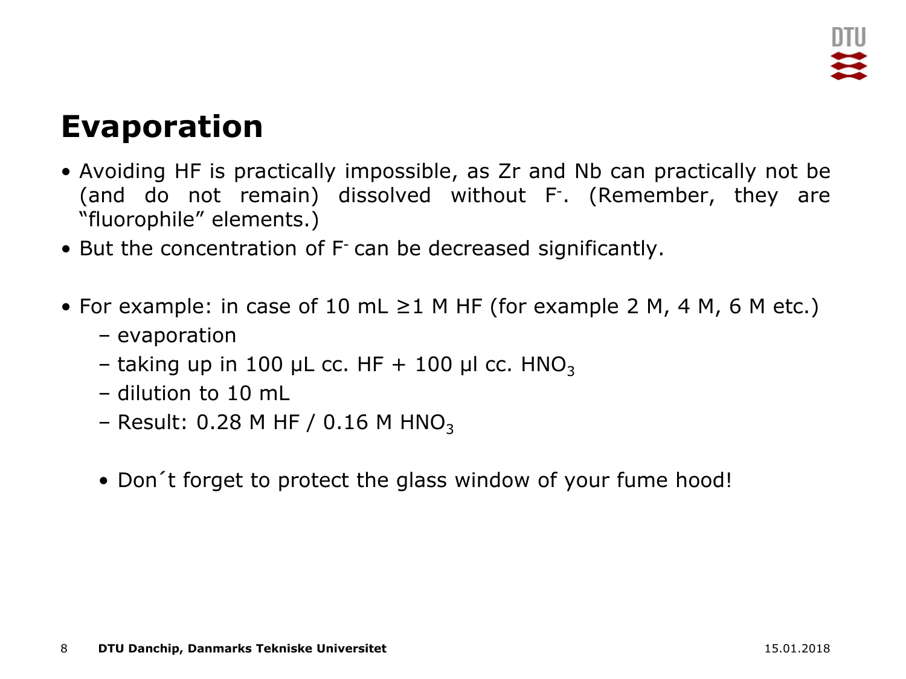# Evaporation

- Avoiding HF is practically impossible, as Zr and Nb can practically not be (and do not remain) dissolved without $F^-$. (Remember, they are "fluorophile" elements.)
- But the concentration of $F^-$ can be decreased significantly.

- For example: in case of 10 mL ≥1 M HF (for example 2 M, 4 M, 6 M etc.)
  - evaporation
  - taking up in 100 µL cc. HF + 100 µl cc. $HNO_3$
  - dilution to 10 mL
  - Result: 0.28 M HF / 0.16 M $HNO_3$

  - Don´t forget to protect the glass window of your fume hood!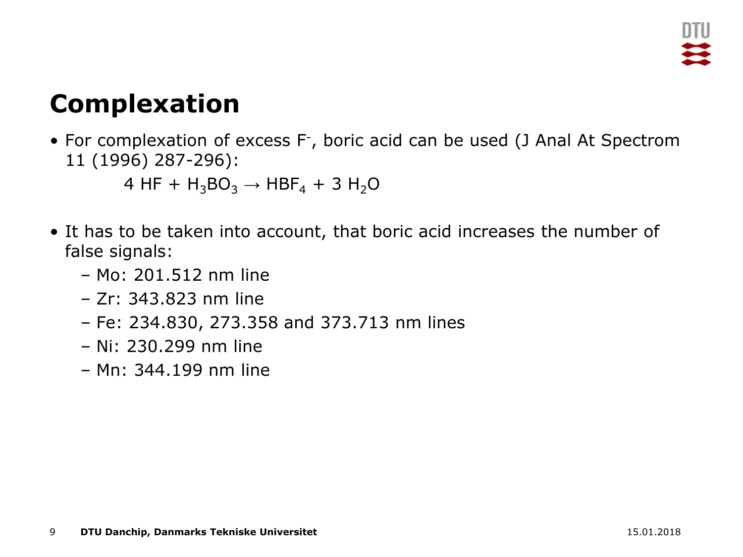# Complexation

- For complexation of excess $F^-$, boric acid can be used (J Anal At Spectrom 11 (1996) 287-296):

$$4\ HF + H_3BO_3 \rightarrow HBF_4 + 3\ H_2O$$

- It has to be taken into account, that boric acid increases the number of false signals:
  - Mo: 201.512 nm line
  - Zr: 343.823 nm line
  - Fe: 234.830, 273.358 and 373.713 nm lines
  - Ni: 230.299 nm line
  - Mn: 344.199 nm line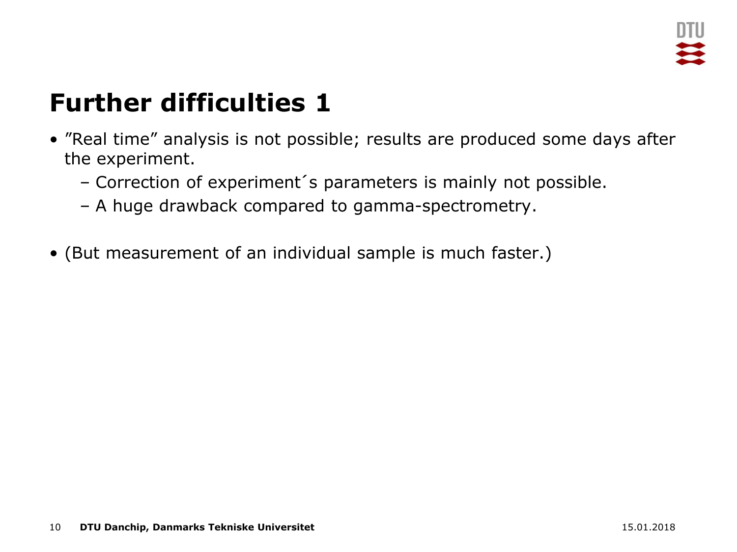# Further difficulties 1

- ”Real time” analysis is not possible; results are produced some days after the experiment.
  - Correction of experiment´s parameters is mainly not possible.
  - A huge drawback compared to gamma-spectrometry.

- (But measurement of an individual sample is much faster.)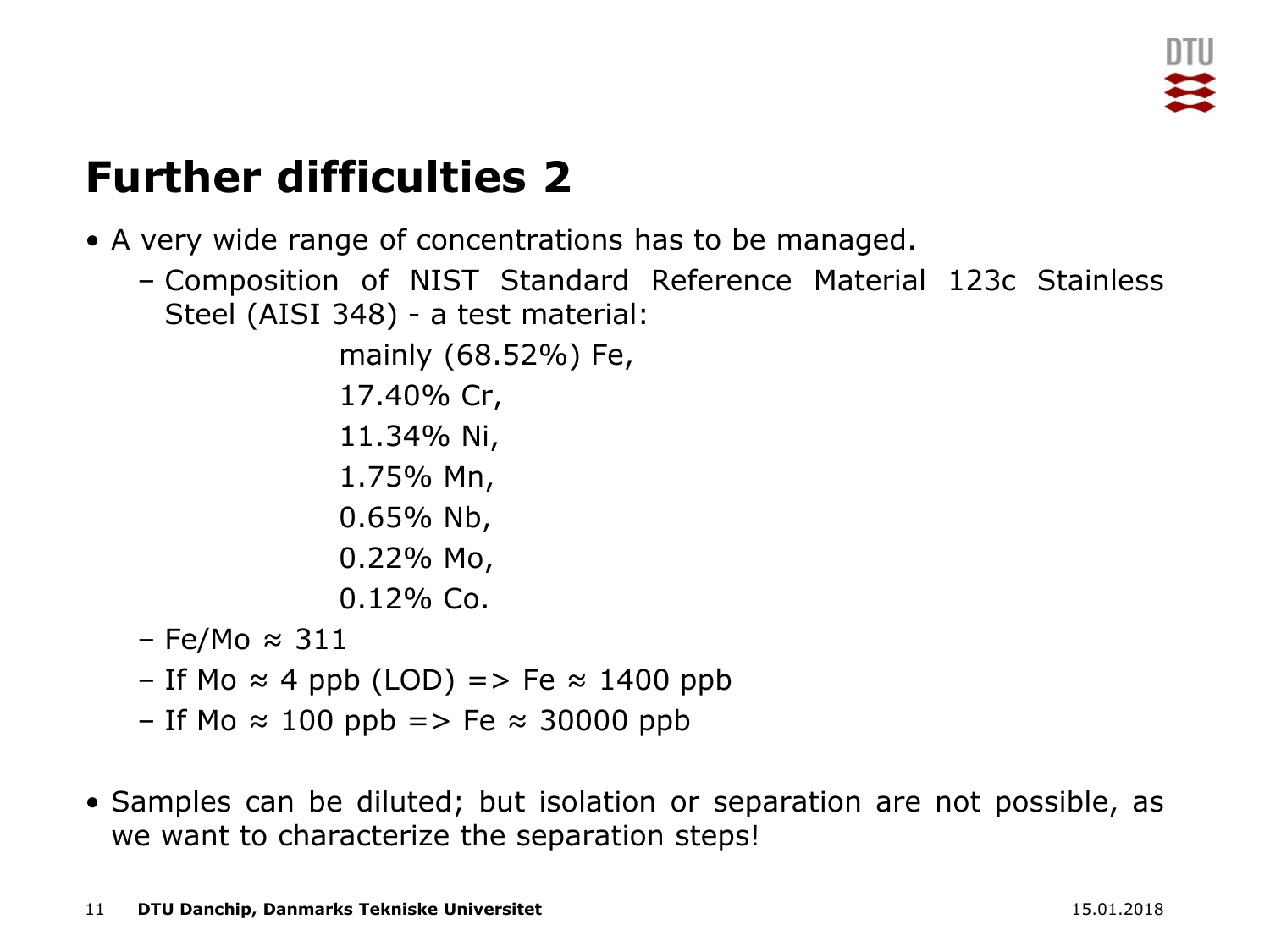# Further difficulties 2

- A very wide range of concentrations has to be managed.
  - Composition of NIST Standard Reference Material 123c Stainless Steel (AISI 348) - a test material:

    mainly (68.52%) Fe,

    17.40% Cr,

    11.34% Ni,

    1.75% Mn,

    0.65% Nb,

    0.22% Mo,

    0.12% Co.
  - Fe/Mo ≈ 311
  - If Mo ≈ 4 ppb (LOD) => Fe ≈ 1400 ppb
  - If Mo ≈ 100 ppb => Fe ≈ 30000 ppb

- Samples can be diluted; but isolation or separation are not possible, as we want to characterize the separation steps!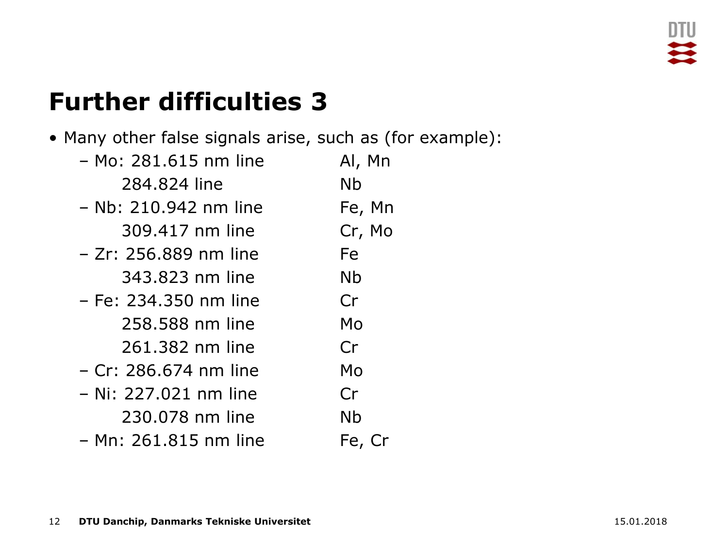# Further difficulties 3

- Many other false signals arise, such as (for example):
  - Mo: 281.615 nm line — Al, Mn
    - 284.824 line — Nb
  - Nb: 210.942 nm line — Fe, Mn
    - 309.417 nm line — Cr, Mo
  - Zr: 256.889 nm line — Fe
    - 343.823 nm line — Nb
  - Fe: 234.350 nm line — Cr
    - 258.588 nm line — Mo
    - 261.382 nm line — Cr
  - Cr: 286.674 nm line — Mo
  - Ni: 227.021 nm line — Cr
    - 230.078 nm line — Nb
  - Mn: 261.815 nm line — Fe, Cr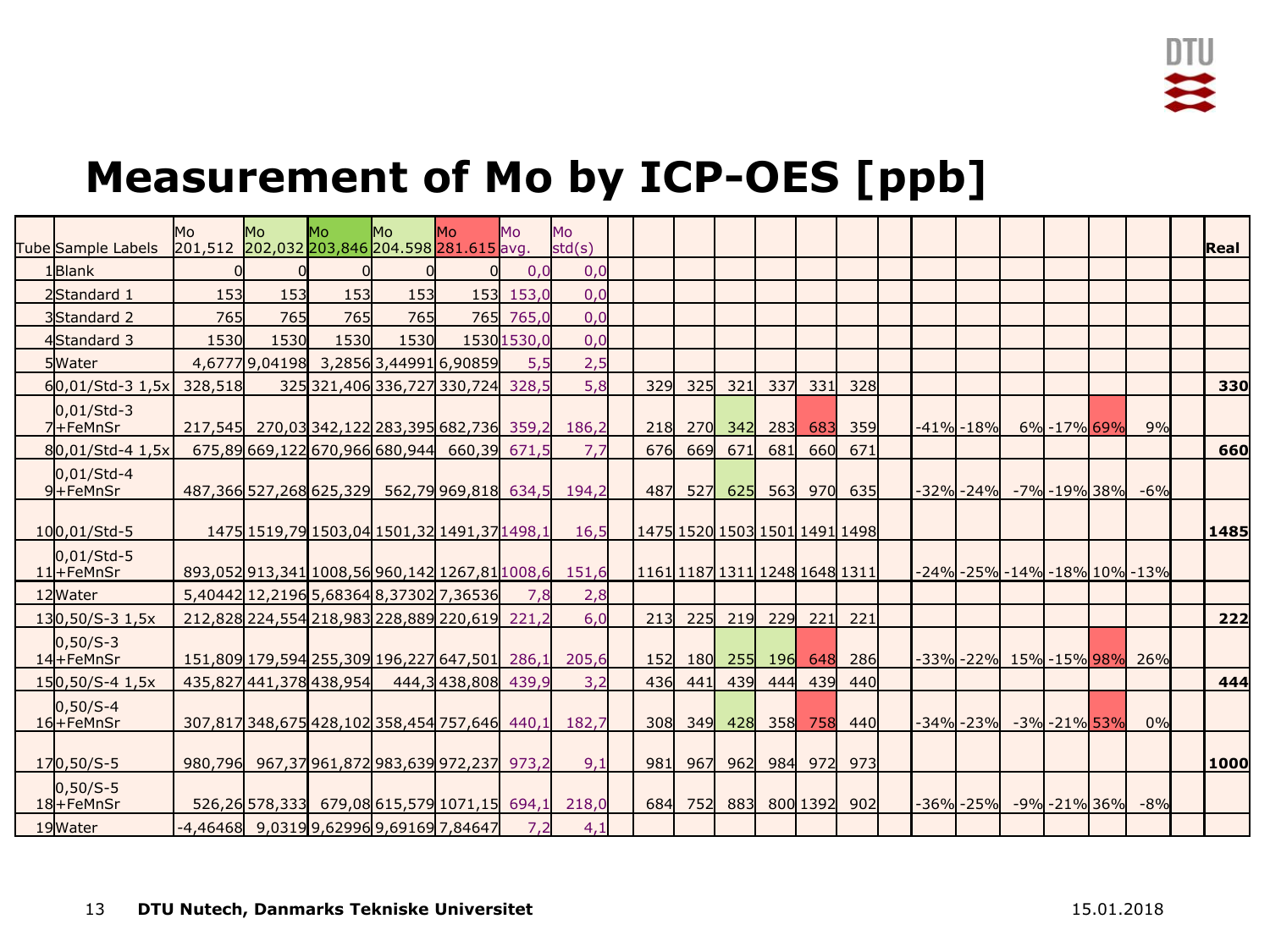# Measurement of Mo by ICP-OES [ppb]

| Tube | Sample Labels | Mo 201,512 | Mo 202,032 | Mo 203,846 | Mo 204.598 | Mo 281.615 | Mo avg. | Mo std(s) | | | | | | | | | | | | | | | | | Real |
|---|---|---|---|---|---|---|---|---|---|---|---|---|---|---|---|---|---|---|---|---|---|---|---|---|---|
| 1 | Blank | 0 | 0 | 0 | 0 | 0 | 0,0 | 0,0 | | | | | | | | | | | | | | | | | |
| 2 | Standard 1 | 153 | 153 | 153 | 153 | 153 | 153,0 | 0,0 | | | | | | | | | | | | | | | | | |
| 3 | Standard 2 | 765 | 765 | 765 | 765 | 765 | 765,0 | 0,0 | | | | | | | | | | | | | | | | | |
| 4 | Standard 3 | 1530 | 1530 | 1530 | 1530 | 1530 | 1530,0 | 0,0 | | | | | | | | | | | | | | | | | |
| 5 | Water | | 4,6777 | 9,04198 | 3,2856 | 3,44991 | 6,90859 | 5,5 | 2,5 | | | | | | | | | | | | | | | | |
| 6 | 0,01/Std-3 1,5x | 328,518 | 325 | 321,406 | 336,727 | 330,724 | 328,5 | 5,8 | | 329 | 325 | 321 | 337 | 331 | 328 | | | | | | | | | | 330 |
| 7 | 0,01/Std-3 +FeMnSr | 217,545 | 270,03 | 342,122 | 283,395 | 682,736 | 359,2 | 186,2 | | 218 | 270 | 342 | 283 | 683 | 359 | | -41% | -18% | 6% | -17% | 69% | 9% | | | |
| 8 | 0,01/Std-4 1,5x | 675,89 | 669,122 | 670,966 | 680,944 | 660,39 | 671,5 | 7,7 | | 676 | 669 | 671 | 681 | 660 | 671 | | | | | | | | | | 660 |
| 9 | 0,01/Std-4 +FeMnSr | 487,366 | 527,268 | 625,329 | 562,79 | 969,818 | 634,5 | 194,2 | | 487 | 527 | 625 | 563 | 970 | 635 | | -32% | -24% | -7% | -19% | 38% | -6% | | | |
| 10 | 0,01/Std-5 | 1475 | 1519,79 | 1503,04 | 1501,32 | 1491,37 | 1498,1 | 16,5 | | 1475 | 1520 | 1503 | 1501 | 1491 | 1498 | | | | | | | | | | 1485 |
| 11 | 0,01/Std-5 +FeMnSr | 893,052 | 913,341 | 1008,56 | 960,142 | 1267,81 | 1008,6 | 151,6 | | 1161 | 1187 | 1311 | 1248 | 1648 | 1311 | | -24% | -25% | -14% | -18% | 10% | -13% | | | |
| 12 | Water | 5,40442 | 12,2196 | 5,68364 | 8,37302 | 7,36536 | 7,8 | 2,8 | | | | | | | | | | | | | | | | | |
| 13 | 0,50/S-3 1,5x | 212,828 | 224,554 | 218,983 | 228,889 | 220,619 | 221,2 | 6,0 | | 213 | 225 | 219 | 229 | 221 | 221 | | | | | | | | | | 222 |
| 14 | 0,50/S-3 +FeMnSr | 151,809 | 179,594 | 255,309 | 196,227 | 647,501 | 286,1 | 205,6 | | 152 | 180 | 255 | 196 | 648 | 286 | | -33% | -22% | 15% | -15% | 98% | 26% | | | |
| 15 | 0,50/S-4 1,5x | 435,827 | 441,378 | 438,954 | 444,3 | 438,808 | 439,9 | 3,2 | | 436 | 441 | 439 | 444 | 439 | 440 | | | | | | | | | | 444 |
| 16 | 0,50/S-4 +FeMnSr | 307,817 | 348,675 | 428,102 | 358,454 | 757,646 | 440,1 | 182,7 | | 308 | 349 | 428 | 358 | 758 | 440 | | -34% | -23% | -3% | -21% | 53% | 0% | | | |
| 17 | 0,50/S-5 | 980,796 | 967,37 | 961,872 | 983,639 | 972,237 | 973,2 | 9,1 | | 981 | 967 | 962 | 984 | 972 | 973 | | | | | | | | | | 1000 |
| 18 | 0,50/S-5 +FeMnSr | 526,26 | 578,333 | 679,08 | 615,579 | 1071,15 | 694,1 | 218,0 | | 684 | 752 | 883 | 800 | 1392 | 902 | | -36% | -25% | -9% | -21% | 36% | -8% | | | |
| 19 | Water | -4,46468 | 9,0319 | 9,62996 | 9,69169 | 7,84647 | 7,2 | 4,1 | | | | | | | | | | | | | | | | | |

DTU Nutech, Danmarks Tekniske Universitet

15.01.2018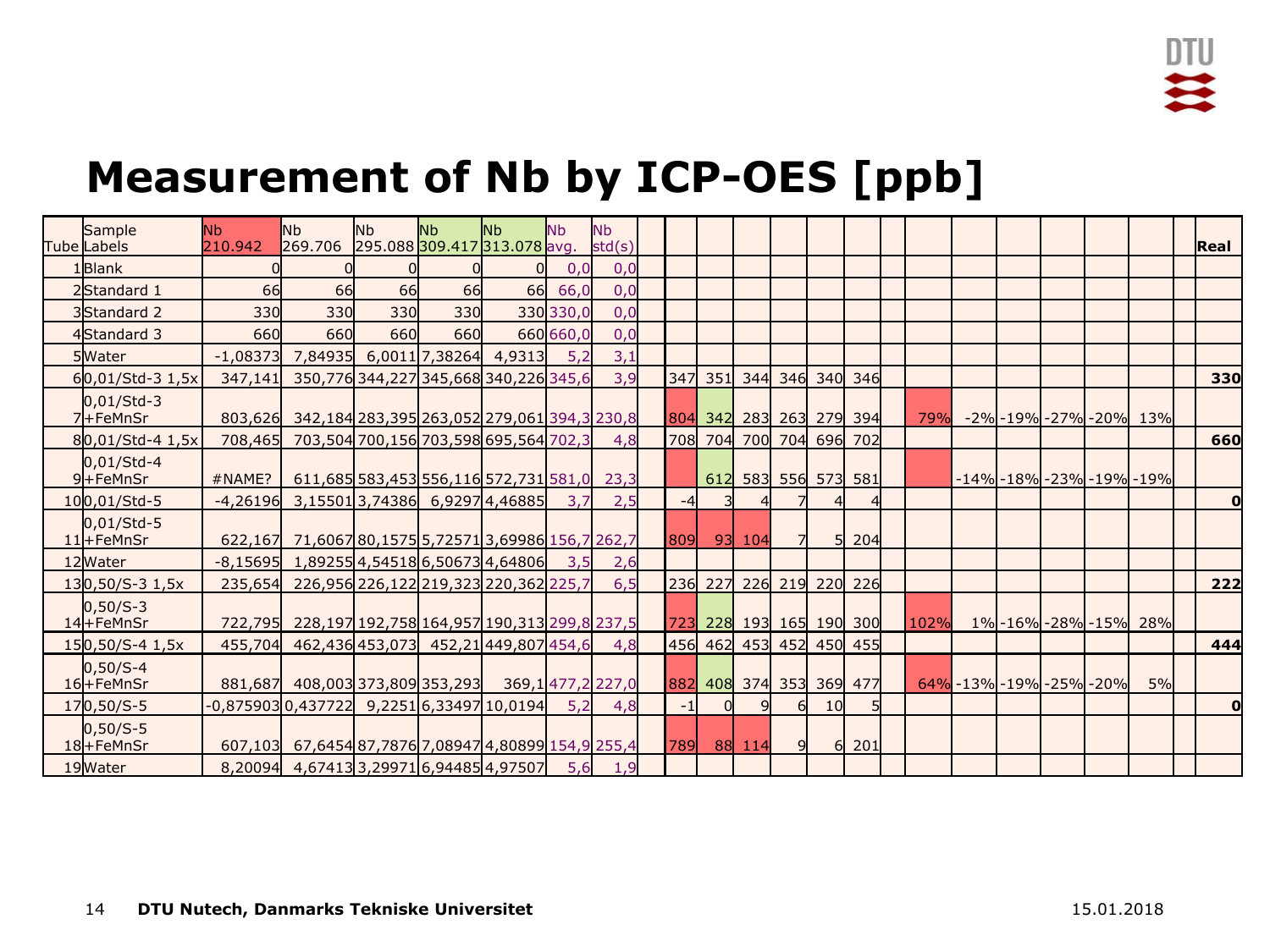# Measurement of Nb by ICP-OES [ppb]

| Tube | Sample Labels | Nb 210.942 | Nb 269.706 | Nb 295.088 | Nb 309.417 | Nb 313.078 | Nb avg. | Nb std(s) | | | | | | | | | | | | | | | | Real |
|---|---|---|---|---|---|---|---|---|---|---|---|---|---|---|---|---|---|---|---|---|---|---|---|---|
| 1 | Blank | 0 | 0 | 0 | 0 | 0 | 0,0 | 0,0 | | | | | | | | | | | | | | | | |
| 2 | Standard 1 | 66 | 66 | 66 | 66 | 66 | 66,0 | 0,0 | | | | | | | | | | | | | | | | |
| 3 | Standard 2 | 330 | 330 | 330 | 330 | 330 | 330,0 | 0,0 | | | | | | | | | | | | | | | | |
| 4 | Standard 3 | 660 | 660 | 660 | 660 | 660 | 660,0 | 0,0 | | | | | | | | | | | | | | | | |
| 5 | Water | -1,08373 | 7,84935 | 6,0011 | 7,38264 | 4,9313 | 5,2 | 3,1 | | | | | | | | | | | | | | | | |
| 6 | 0,01/Std-3 1,5x | 347,141 | 350,776 | 344,227 | 345,668 | 340,226 | 345,6 | 3,9 | | 347 | 351 | 344 | 346 | 340 | 346 | | | | | | | | | 330 |
| 7 | 0,01/Std-3 +FeMnSr | 803,626 | 342,184 | 283,395 | 263,052 | 279,061 | 394,3 | 230,8 | | 804 | 342 | 283 | 263 | 279 | 394 | | 79% | -2% | -19% | -27% | -20% | 13% | | |
| 8 | 0,01/Std-4 1,5x | 708,465 | 703,504 | 700,156 | 703,598 | 695,564 | 702,3 | 4,8 | | 708 | 704 | 700 | 704 | 696 | 702 | | | | | | | | | 660 |
| 9 | 0,01/Std-4 +FeMnSr | #NAME? | 611,685 | 583,453 | 556,116 | 572,731 | 581,0 | 23,3 | | | 612 | 583 | 556 | 573 | 581 | | | -14% | -18% | -23% | -19% | -19% | | |
| 10 | 0,01/Std-5 | -4,26196 | 3,15501 | 3,74386 | 6,9297 | 4,46885 | 3,7 | 2,5 | | -4 | 3 | 4 | 7 | 4 | 4 | | | | | | | | | 0 |
| 11 | 0,01/Std-5 +FeMnSr | 622,167 | 71,6067 | 80,1575 | 5,72571 | 3,69986 | 156,7 | 262,7 | | 809 | 93 | 104 | 7 | 5 | 204 | | | | | | | | | |
| 12 | Water | -8,15695 | 1,89255 | 4,54518 | 6,50673 | 4,64806 | 3,5 | 2,6 | | | | | | | | | | | | | | | | |
| 13 | 0,50/S-3 1,5x | 235,654 | 226,956 | 226,122 | 219,323 | 220,362 | 225,7 | 6,5 | | 236 | 227 | 226 | 219 | 220 | 226 | | | | | | | | | 222 |
| 14 | 0,50/S-3 +FeMnSr | 722,795 | 228,197 | 192,758 | 164,957 | 190,313 | 299,8 | 237,5 | | 723 | 228 | 193 | 165 | 190 | 300 | | 102% | 1% | -16% | -28% | -15% | 28% | | |
| 15 | 0,50/S-4 1,5x | 455,704 | 462,436 | 453,073 | 452,21 | 449,807 | 454,6 | 4,8 | | 456 | 462 | 453 | 452 | 450 | 455 | | | | | | | | | 444 |
| 16 | 0,50/S-4 +FeMnSr | 881,687 | 408,003 | 373,809 | 353,293 | 369,1 | 477,2 | 227,0 | | 882 | 408 | 374 | 353 | 369 | 477 | | 64% | -13% | -19% | -25% | -20% | 5% | | |
| 17 | 0,50/S-5 | -0,875903 | 0,437722 | 9,2251 | 6,33497 | 10,0194 | 5,2 | 4,8 | | -1 | 0 | 9 | 6 | 10 | 5 | | | | | | | | | 0 |
| 18 | 0,50/S-5 +FeMnSr | 607,103 | 67,6454 | 87,7876 | 7,08947 | 4,80899 | 154,9 | 255,4 | | 789 | 88 | 114 | 9 | 6 | 201 | | | | | | | | | |
| 19 | Water | 8,20094 | 4,67413 | 3,29971 | 6,94485 | 4,97507 | 5,6 | 1,9 | | | | | | | | | | | | | | | | |

DTU Nutech, Danmarks Tekniske Universitet

15.01.2018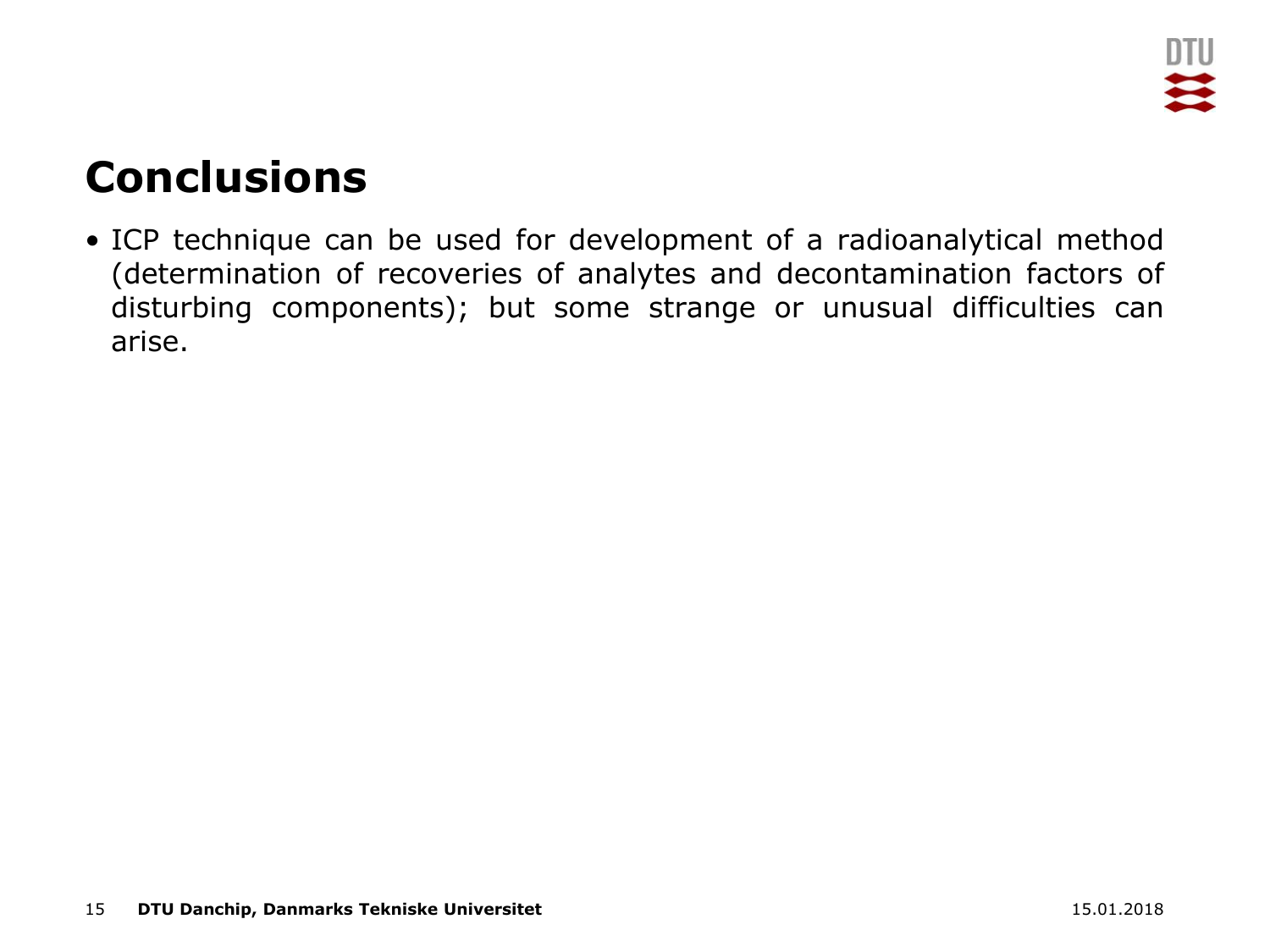# Conclusions

- ICP technique can be used for development of a radioanalytical method (determination of recoveries of analytes and decontamination factors of disturbing components); but some strange or unusual difficulties can arise.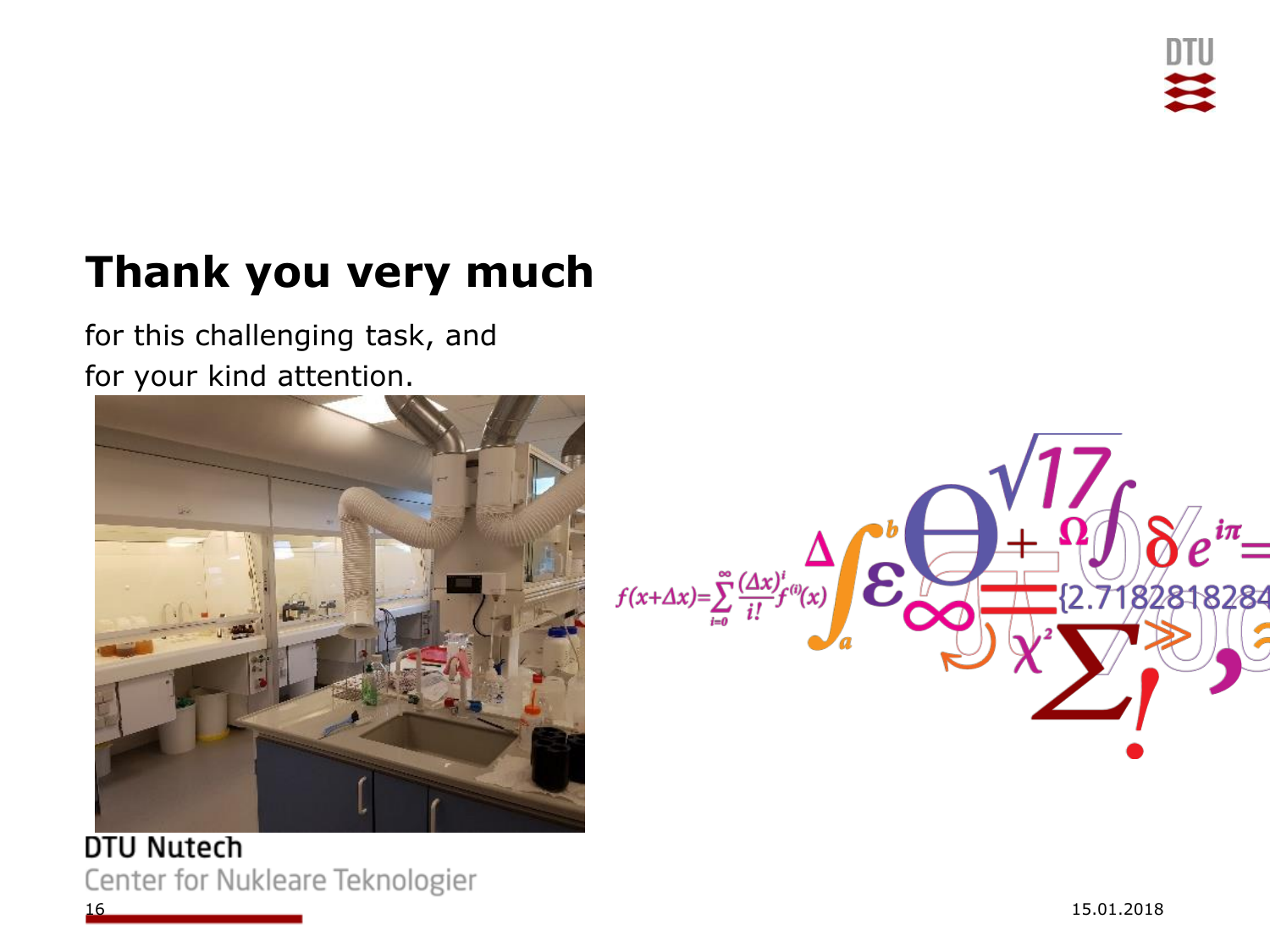# Thank you very much

for this challenging task, and
for your kind attention.

**DTU Nutech**

Center for Nukleare Teknologier